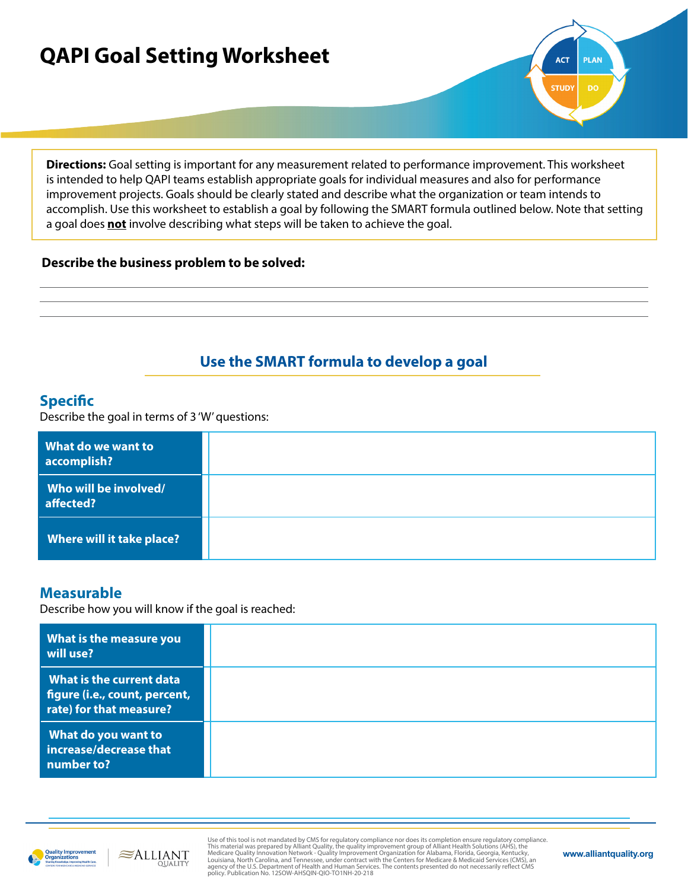# QAPI Goal Setting Worksheet

**Directions:** Goal setting is important for any measurement related to performance improvement. This worksheet is intended to help QAPI teams establish appropriate goals for individual measures and also for performance improvement projects. Goals should be clearly stated and describe what the organization or team intends to accomplish. Use this worksheet to establish a goal by following the SMART formula outlined below. Note that setting a goal does **not** involve describing what steps will be taken to achieve the goal.

**Describe the business problem to be solved:**

______________________________________________________________________

______________________________________________________________________

______________________________________________________________________

## Use the SMART formula to develop a goal

### Specific

Describe the goal in terms of 3 'W' questions:

| | |
|---|---|
| **What do we want to accomplish?** | |
| **Who will be involved/ affected?** | |
| **Where will it take place?** | |

### Measurable

Describe how you will know if the goal is reached:

| | |
|---|---|
| **What is the measure you will use?** | |
| **What is the current data figure (i.e., count, percent, rate) for that measure?** | |
| **What do you want to increase/decrease that number to?** | |

Use of this tool is not mandated by CMS for regulatory compliance nor does its completion ensure regulatory compliance. This material was prepared by Alliant Quality, the quality improvement group of Alliant Health Solutions (AHS), the Medicare Quality Innovation Network - Quality Improvement Organization for Alabama, Florida, Georgia, Kentucky, Louisiana, North Carolina, and Tennessee, under contract with the Centers for Medicare & Medicaid Services (CMS), an agency of the U.S. Department of Health and Human Services. The contents presented do not necessarily reflect CMS policy. Publication No. 12SOW-AHSQIN-QIO-TO1NH-20-218

www.alliantquality.org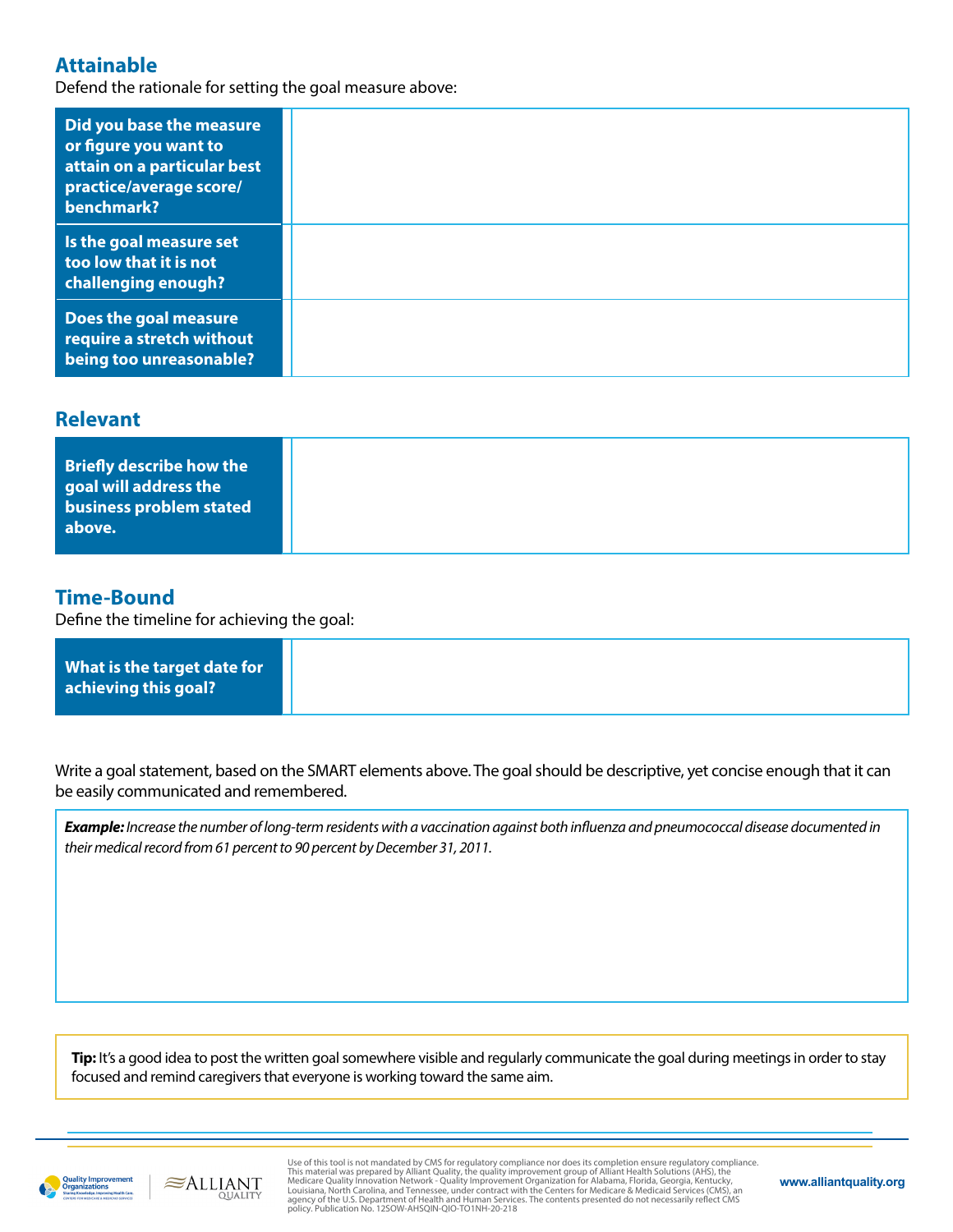## Attainable

Defend the rationale for setting the goal measure above:

| | |
|---|---|
| **Did you base the measure or figure you want to attain on a particular best practice/average score/ benchmark?** | |
| **Is the goal measure set too low that it is not challenging enough?** | |
| **Does the goal measure require a stretch without being too unreasonable?** | |

## Relevant

| | |
|---|---|
| **Briefly describe how the goal will address the business problem stated above.** | |

## Time-Bound

Define the timeline for achieving the goal:

| | |
|---|---|
| **What is the target date for achieving this goal?** | |

Write a goal statement, based on the SMART elements above. The goal should be descriptive, yet concise enough that it can be easily communicated and remembered.

***Example:*** *Increase the number of long-term residents with a vaccination against both influenza and pneumococcal disease documented in their medical record from 61 percent to 90 percent by December 31, 2011.*

**Tip:** It's a good idea to post the written goal somewhere visible and regularly communicate the goal during meetings in order to stay focused and remind caregivers that everyone is working toward the same aim.

Use of this tool is not mandated by CMS for regulatory compliance nor does its completion ensure regulatory compliance. This material was prepared by Alliant Quality, the quality improvement group of Alliant Health Solutions (AHS), the Medicare Quality Innovation Network - Quality Improvement Organization for Alabama, Florida, Georgia, Kentucky, Louisiana, North Carolina, and Tennessee, under contract with the Centers for Medicare & Medicaid Services (CMS), an agency of the U.S. Department of Health and Human Services. The contents presented do not necessarily reflect CMS policy. Publication No. 12SOW-AHSQIN-QIO-TO1NH-20-218

www.alliantquality.org